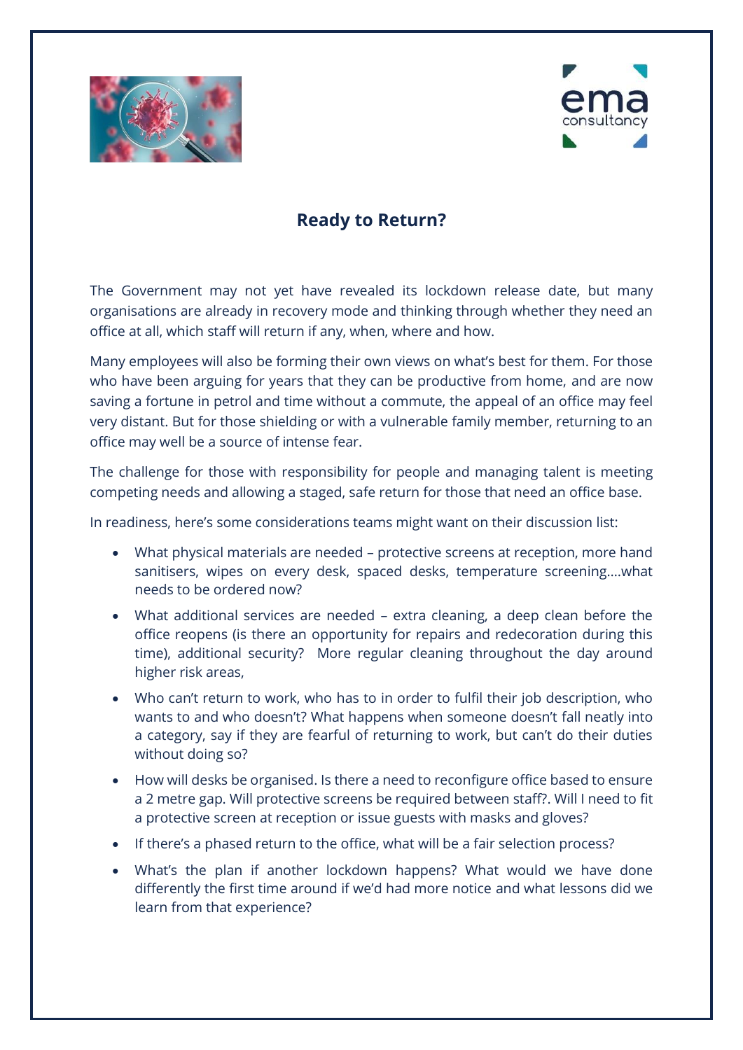# Ready to Return?

The Government may not yet have revealed its lockdown release date, but many organisations are already in recovery mode and thinking through whether they need an office at all, which staff will return if any, when, where and how.

Many employees will also be forming their own views on what's best for them. For those who have been arguing for years that they can be productive from home, and are now saving a fortune in petrol and time without a commute, the appeal of an office may feel very distant. But for those shielding or with a vulnerable family member, returning to an office may well be a source of intense fear.

The challenge for those with responsibility for people and managing talent is meeting competing needs and allowing a staged, safe return for those that need an office base.

In readiness, here's some considerations teams might want on their discussion list:

- What physical materials are needed – protective screens at reception, more hand sanitisers, wipes on every desk, spaced desks, temperature screening....what needs to be ordered now?
- What additional services are needed – extra cleaning, a deep clean before the office reopens (is there an opportunity for repairs and redecoration during this time), additional security? More regular cleaning throughout the day around higher risk areas,
- Who can't return to work, who has to in order to fulfil their job description, who wants to and who doesn't? What happens when someone doesn't fall neatly into a category, say if they are fearful of returning to work, but can't do their duties without doing so?
- How will desks be organised. Is there a need to reconfigure office based to ensure a 2 metre gap. Will protective screens be required between staff?. Will I need to fit a protective screen at reception or issue guests with masks and gloves?
- If there's a phased return to the office, what will be a fair selection process?
- What's the plan if another lockdown happens? What would we have done differently the first time around if we'd had more notice and what lessons did we learn from that experience?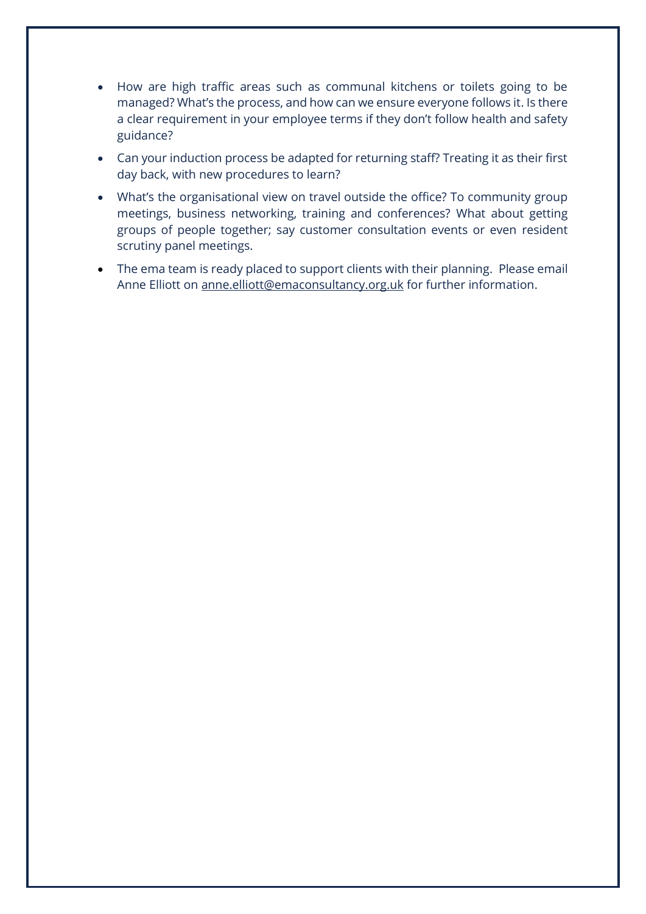- How are high traffic areas such as communal kitchens or toilets going to be managed? What's the process, and how can we ensure everyone follows it. Is there a clear requirement in your employee terms if they don't follow health and safety guidance?
- Can your induction process be adapted for returning staff? Treating it as their first day back, with new procedures to learn?
- What's the organisational view on travel outside the office? To community group meetings, business networking, training and conferences? What about getting groups of people together; say customer consultation events or even resident scrutiny panel meetings.
- The ema team is ready placed to support clients with their planning. Please email Anne Elliott on anne.elliott@emaconsultancy.org.uk for further information.